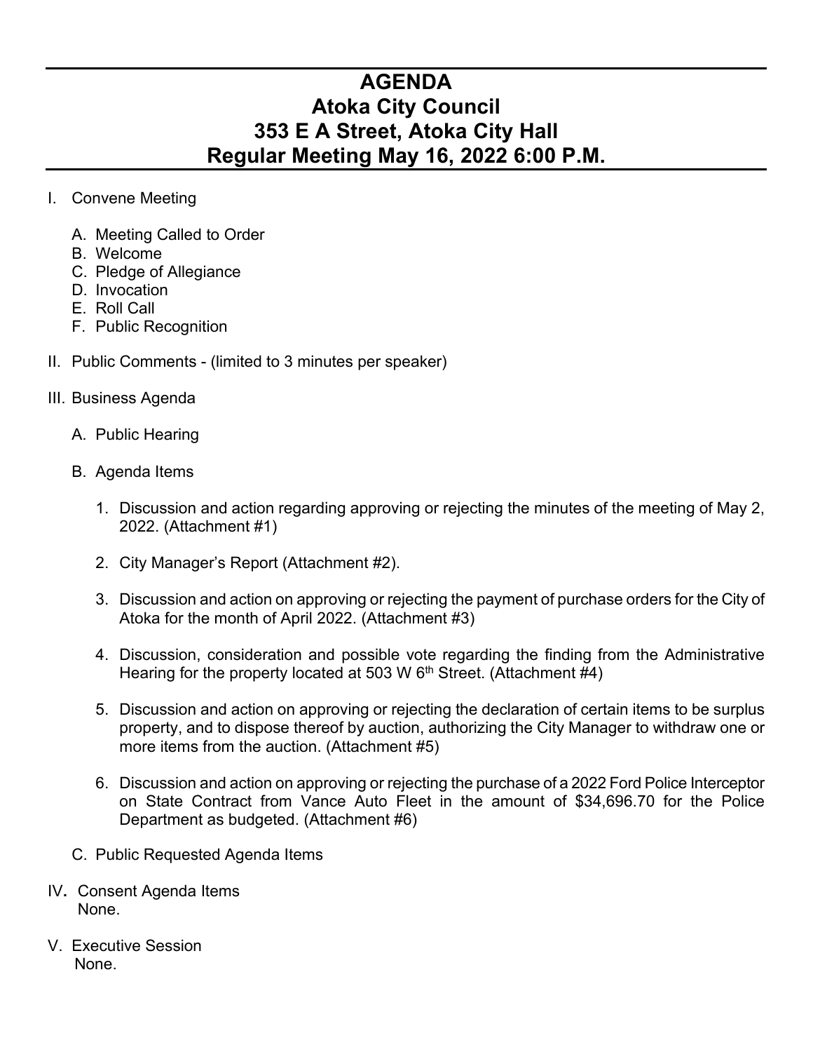# AGENDA
# Atoka City Council
# 353 E A Street, Atoka City Hall
# Regular Meeting May 16, 2022 6:00 P.M.

I. Convene Meeting

   A. Meeting Called to Order
   B. Welcome
   C. Pledge of Allegiance
   D. Invocation
   E. Roll Call
   F. Public Recognition

II. Public Comments - (limited to 3 minutes per speaker)

III. Business Agenda

   A. Public Hearing

   B. Agenda Items

      1. Discussion and action regarding approving or rejecting the minutes of the meeting of May 2, 2022. (Attachment #1)

      2. City Manager's Report (Attachment #2).

      3. Discussion and action on approving or rejecting the payment of purchase orders for the City of Atoka for the month of April 2022. (Attachment #3)

      4. Discussion, consideration and possible vote regarding the finding from the Administrative Hearing for the property located at 503 W 6th Street. (Attachment #4)

      5. Discussion and action on approving or rejecting the declaration of certain items to be surplus property, and to dispose thereof by auction, authorizing the City Manager to withdraw one or more items from the auction. (Attachment #5)

      6. Discussion and action on approving or rejecting the purchase of a 2022 Ford Police Interceptor on State Contract from Vance Auto Fleet in the amount of $34,696.70 for the Police Department as budgeted. (Attachment #6)

   C. Public Requested Agenda Items

IV. Consent Agenda Items
    None.

V. Executive Session
   None.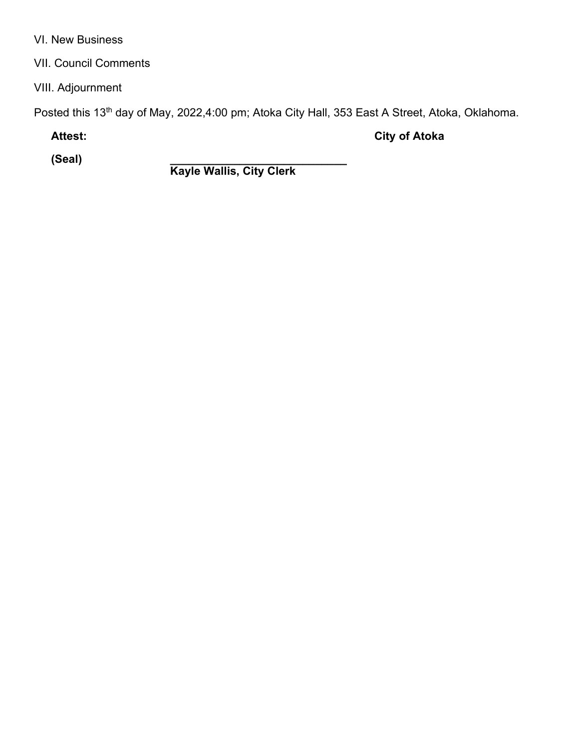VI. New Business

VII. Council Comments

VIII. Adjournment

Posted this 13th day of May, 2022,4:00 pm; Atoka City Hall, 353 East A Street, Atoka, Oklahoma.

**Attest:** **City of Atoka**

**(Seal)** **_____________________________**

**Kayle Wallis, City Clerk**